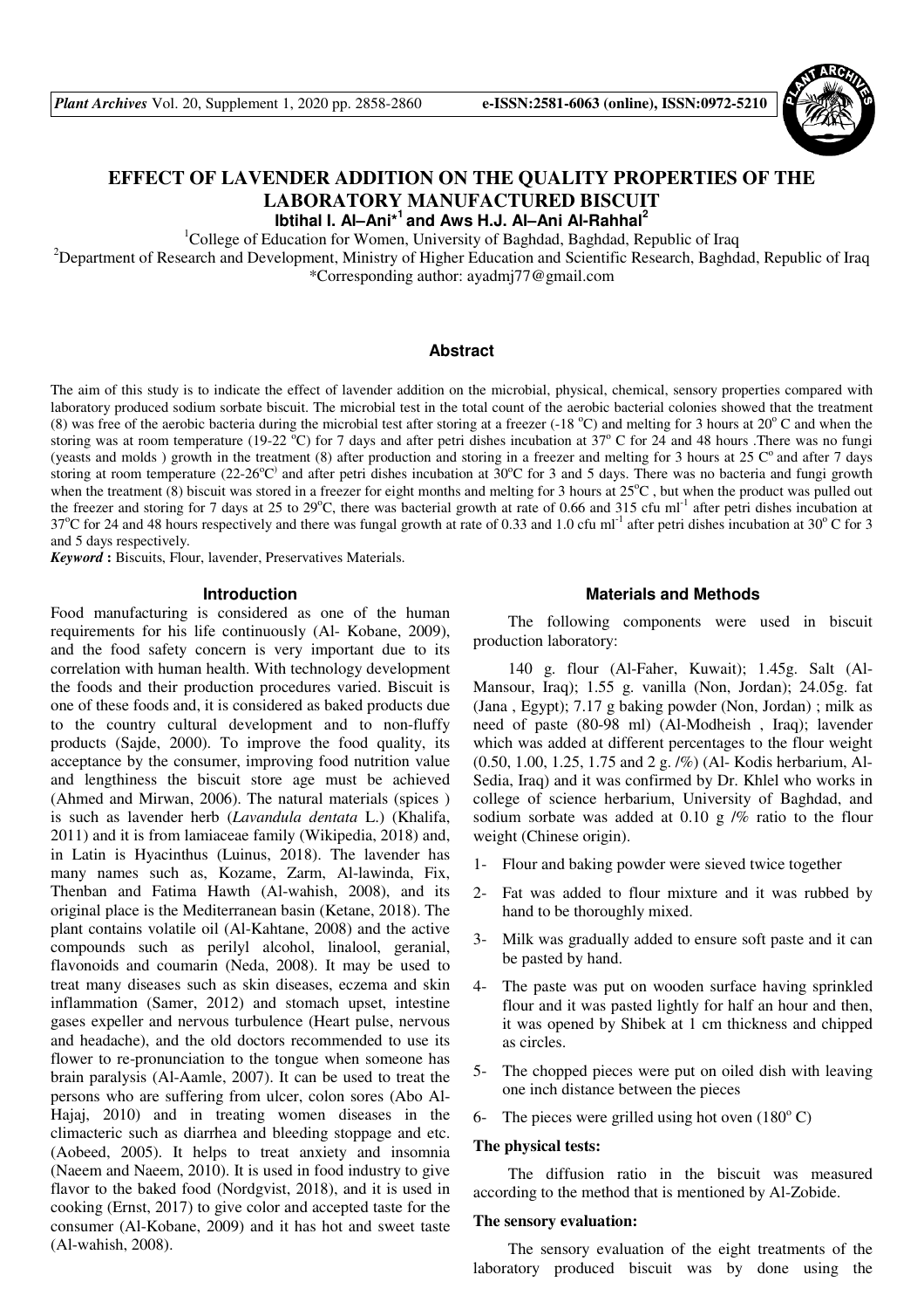# EFFECT OF LAVENDER ADDITION ON THE QUALITY PROPERTIES OF THE LABORATORY MANUFACTURED BISCUIT

**Ibtihal I. Al–Ani*[1] and Aws H.J. Al–Ani Al-Rahhal[2]**

[1]College of Education for Women, University of Baghdad, Baghdad, Republic of Iraq

[2]Department of Research and Development, Ministry of Higher Education and Scientific Research, Baghdad, Republic of Iraq

*Corresponding author: ayadmj77@gmail.com

## Abstract

The aim of this study is to indicate the effect of lavender addition on the microbial, physical, chemical, sensory properties compared with laboratory produced sodium sorbate biscuit. The microbial test in the total count of the aerobic bacterial colonies showed that the treatment (8) was free of the aerobic bacteria during the microbial test after storing at a freezer (-18 °C) and melting for 3 hours at 20° C and when the storing was at room temperature (19-22 °C) for 7 days and after petri dishes incubation at 37° C for 24 and 48 hours .There was no fungi (yeasts and molds ) growth in the treatment (8) after production and storing in a freezer and melting for 3 hours at 25 C° and after 7 days storing at room temperature (22-26°C) and after petri dishes incubation at 30°C for 3 and 5 days. There was no bacteria and fungi growth when the treatment (8) biscuit was stored in a freezer for eight months and melting for 3 hours at 25°C , but when the product was pulled out the freezer and storing for 7 days at 25 to 29°C, there was bacterial growth at rate of 0.66 and 315 cfu ml$^{-1}$ after petri dishes incubation at 37°C for 24 and 48 hours respectively and there was fungal growth at rate of 0.33 and 1.0 cfu ml$^{-1}$ after petri dishes incubation at 30° C for 3 and 5 days respectively.

***Keyword*** **:** Biscuits, Flour, lavender, Preservatives Materials.

## Introduction

Food manufacturing is considered as one of the human requirements for his life continuously (Al- Kobane, 2009), and the food safety concern is very important due to its correlation with human health. With technology development the foods and their production procedures varied. Biscuit is one of these foods and, it is considered as baked products due to the country cultural development and to non-fluffy products (Sajde, 2000). To improve the food quality, its acceptance by the consumer, improving food nutrition value and lengthiness the biscuit store age must be achieved (Ahmed and Mirwan, 2006). The natural materials (spices ) is such as lavender herb (*Lavandula dentata* L.) (Khalifa, 2011) and it is from lamiaceae family (Wikipedia, 2018) and, in Latin is Hyacinthus (Luinus, 2018). The lavender has many names such as, Kozame, Zarm, Al-lawinda, Fix, Thenban and Fatima Hawth (Al-wahish, 2008), and its original place is the Mediterranean basin (Ketane, 2018). The plant contains volatile oil (Al-Kahtane, 2008) and the active compounds such as perilyl alcohol, linalool, geranial, flavonoids and coumarin (Neda, 2008). It may be used to treat many diseases such as skin diseases, eczema and skin inflammation (Samer, 2012) and stomach upset, intestine gases expeller and nervous turbulence (Heart pulse, nervous and headache), and the old doctors recommended to use its flower to re-pronunciation to the tongue when someone has brain paralysis (Al-Aamle, 2007). It can be used to treat the persons who are suffering from ulcer, colon sores (Abo Al-Hajaj, 2010) and in treating women diseases in the climacteric such as diarrhea and bleeding stoppage and etc. (Aobeed, 2005). It helps to treat anxiety and insomnia (Naeem and Naeem, 2010). It is used in food industry to give flavor to the baked food (Nordgvist, 2018), and it is used in cooking (Ernst, 2017) to give color and accepted taste for the consumer (Al-Kobane, 2009) and it has hot and sweet taste (Al-wahish, 2008).

## Materials and Methods

The following components were used in biscuit production laboratory:

140 g. flour (Al-Faher, Kuwait); 1.45g. Salt (Al-Mansour, Iraq); 1.55 g. vanilla (Non, Jordan); 24.05g. fat (Jana , Egypt); 7.17 g baking powder (Non, Jordan) ; milk as need of paste (80-98 ml) (Al-Modheish , Iraq); lavender which was added at different percentages to the flour weight (0.50, 1.00, 1.25, 1.75 and 2 g. /%) (Al- Kodis herbarium, Al-Sedia, Iraq) and it was confirmed by Dr. Khlel who works in college of science herbarium, University of Baghdad, and sodium sorbate was added at 0.10 g /% ratio to the flour weight (Chinese origin).

1- Flour and baking powder were sieved twice together
2- Fat was added to flour mixture and it was rubbed by hand to be thoroughly mixed.
3- Milk was gradually added to ensure soft paste and it can be pasted by hand.
4- The paste was put on wooden surface having sprinkled flour and it was pasted lightly for half an hour and then, it was opened by Shibek at 1 cm thickness and chipped as circles.
5- The chopped pieces were put on oiled dish with leaving one inch distance between the pieces
6- The pieces were grilled using hot oven (180° C)

### The physical tests:

The diffusion ratio in the biscuit was measured according to the method that is mentioned by Al-Zobide.

### The sensory evaluation:

The sensory evaluation of the eight treatments of the laboratory produced biscuit was by done using the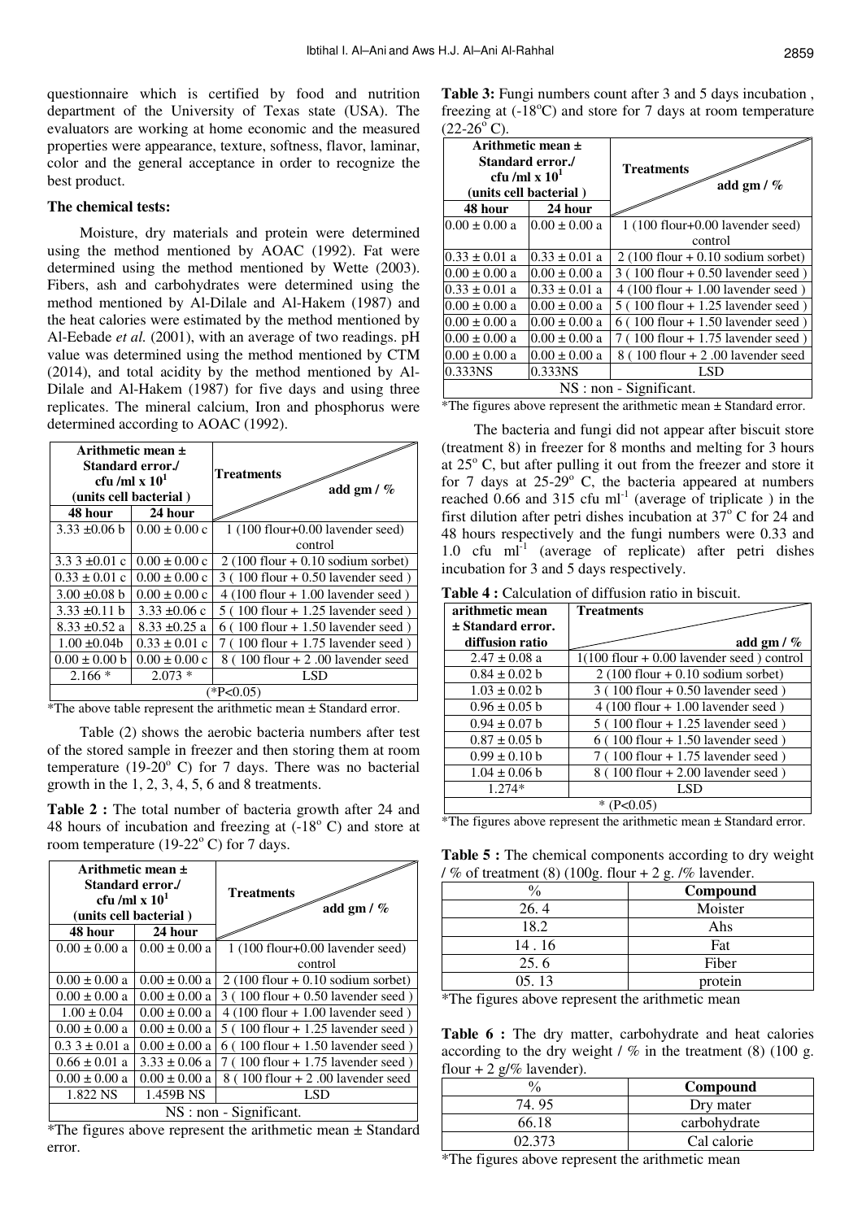questionnaire which is certified by food and nutrition department of the University of Texas state (USA). The evaluators are working at home economic and the measured properties were appearance, texture, softness, flavor, laminar, color and the general acceptance in order to recognize the best product.

### The chemical tests:

Moisture, dry materials and protein were determined using the method mentioned by AOAC (1992). Fat were determined using the method mentioned by Wette (2003). Fibers, ash and carbohydrates were determined using the method mentioned by Al-Dilale and Al-Hakem (1987) and the heat calories were estimated by the method mentioned by Al-Eebade *et al.* (2001), with an average of two readings. pH value was determined using the method mentioned by CTM (2014), and total acidity by the method mentioned by Al-Dilale and Al-Hakem (1987) for five days and using three replicates. The mineral calcium, Iron and phosphorus were determined according to AOAC (1992).

| Arithmetic mean ± Standard error./ cfu /ml x $10^1$ (units cell bacterial ) | | Treatments add gm / % |
|---|---|---|
| 48 hour | 24 hour | |
| 3.33 ±0.06 b | 0.00 ± 0.00 c | 1 (100 flour+0.00 lavender seed) control |
| 3.3 3 ±0.01 c | 0.00 ± 0.00 c | 2 (100 flour + 0.10 sodium sorbet) |
| 0.33 ± 0.01 c | 0.00 ± 0.00 c | 3 ( 100 flour + 0.50 lavender seed ) |
| 3.00 ±0.08 b | 0.00 ± 0.00 c | 4 (100 flour + 1.00 lavender seed ) |
| 3.33 ±0.11 b | 3.33 ±0.06 c | 5 ( 100 flour + 1.25 lavender seed ) |
| 8.33 ±0.52 a | 8.33 ±0.25 a | 6 ( 100 flour + 1.50 lavender seed ) |
| 1.00 ±0.04b | 0.33 ± 0.01 c | 7 ( 100 flour + 1.75 lavender seed ) |
| 0.00 ± 0.00 b | 0.00 ± 0.00 c | 8 ( 100 flour + 2 .00 lavender seed |
| 2.166 * | 2.073 * | LSD |
| (*P<0.05) | | |

*The above table represent the arithmetic mean ± Standard error.

Table (2) shows the aerobic bacteria numbers after test of the stored sample in freezer and then storing them at room temperature (19-20° C) for 7 days. There was no bacterial growth in the 1, 2, 3, 4, 5, 6 and 8 treatments.

**Table 2 :** The total number of bacteria growth after 24 and 48 hours of incubation and freezing at (-18° C) and store at room temperature (19-22° C) for 7 days.

| Arithmetic mean ± Standard error./ cfu /ml x $10^1$ (units cell bacterial ) | | Treatments add gm / % |
|---|---|---|
| 48 hour | 24 hour | |
| 0.00 ± 0.00 a | 0.00 ± 0.00 a | 1 (100 flour+0.00 lavender seed) control |
| 0.00 ± 0.00 a | 0.00 ± 0.00 a | 2 (100 flour + 0.10 sodium sorbet) |
| 0.00 ± 0.00 a | 0.00 ± 0.00 a | 3 ( 100 flour + 0.50 lavender seed ) |
| 1.00 ± 0.04 | 0.00 ± 0.00 a | 4 (100 flour + 1.00 lavender seed ) |
| 0.00 ± 0.00 a | 0.00 ± 0.00 a | 5 ( 100 flour + 1.25 lavender seed ) |
| 0.3 3 ± 0.01 a | 0.00 ± 0.00 a | 6 ( 100 flour + 1.50 lavender seed ) |
| 0.66 ± 0.01 a | 3.33 ± 0.06 a | 7 ( 100 flour + 1.75 lavender seed ) |
| 0.00 ± 0.00 a | 0.00 ± 0.00 a | 8 ( 100 flour + 2 .00 lavender seed |
| 1.822 NS | 1.459B NS | LSD |
| NS : non - Significant. | | |

*The figures above represent the arithmetic mean ± Standard error.

**Table 3:** Fungi numbers count after 3 and 5 days incubation , freezing at (-18°C) and store for 7 days at room temperature (22-26° C).

| Arithmetic mean ± Standard error./ cfu /ml x $10^1$ (units cell bacterial ) | | Treatments add gm / % |
|---|---|---|
| 48 hour | 24 hour | |
| 0.00 ± 0.00 a | 0.00 ± 0.00 a | 1 (100 flour+0.00 lavender seed) control |
| 0.33 ± 0.01 a | 0.33 ± 0.01 a | 2 (100 flour + 0.10 sodium sorbet) |
| 0.00 ± 0.00 a | 0.00 ± 0.00 a | 3 ( 100 flour + 0.50 lavender seed ) |
| 0.33 ± 0.01 a | 0.33 ± 0.01 a | 4 (100 flour + 1.00 lavender seed ) |
| 0.00 ± 0.00 a | 0.00 ± 0.00 a | 5 ( 100 flour + 1.25 lavender seed ) |
| 0.00 ± 0.00 a | 0.00 ± 0.00 a | 6 ( 100 flour + 1.50 lavender seed ) |
| 0.00 ± 0.00 a | 0.00 ± 0.00 a | 7 ( 100 flour + 1.75 lavender seed ) |
| 0.00 ± 0.00 a | 0.00 ± 0.00 a | 8 ( 100 flour + 2 .00 lavender seed |
| 0.333NS | 0.333NS | LSD |
| NS : non - Significant. | | |

*The figures above represent the arithmetic mean ± Standard error.

The bacteria and fungi did not appear after biscuit store (treatment 8) in freezer for 8 months and melting for 3 hours at 25° C, but after pulling it out from the freezer and store it for 7 days at 25-29° C, the bacteria appeared at numbers reached 0.66 and 315 cfu $ml^{-1}$ (average of triplicate ) in the first dilution after petri dishes incubation at 37° C for 24 and 48 hours respectively and the fungi numbers were 0.33 and 1.0 cfu $ml^{-1}$ (average of replicate) after petri dishes incubation for 3 and 5 days respectively.

**Table 4 :** Calculation of diffusion ratio in biscuit.

| arithmetic mean ± Standard error. diffusion ratio | Treatments add gm / % |
|---|---|
| 2.47 ± 0.08 a | 1(100 flour + 0.00 lavender seed ) control |
| 0.84 ± 0.02 b | 2 (100 flour + 0.10 sodium sorbet) |
| 1.03 ± 0.02 b | 3 ( 100 flour + 0.50 lavender seed ) |
| 0.96 ± 0.05 b | 4 (100 flour + 1.00 lavender seed ) |
| 0.94 ± 0.07 b | 5 ( 100 flour + 1.25 lavender seed ) |
| 0.87 ± 0.05 b | 6 ( 100 flour + 1.50 lavender seed ) |
| 0.99 ± 0.10 b | 7 ( 100 flour + 1.75 lavender seed ) |
| 1.04 ± 0.06 b | 8 ( 100 flour + 2.00 lavender seed ) |
| 1.274* | LSD |
| * (P<0.05) | |

*The figures above represent the arithmetic mean ± Standard error.

**Table 5 :** The chemical components according to dry weight / % of treatment (8) (100g. flour + 2 g. /% lavender.

| % | Compound |
|---|---|
| 26. 4 | Moister |
| 18.2 | Ahs |
| 14 . 16 | Fat |
| 25. 6 | Fiber |
| 05. 13 | protein |

*The figures above represent the arithmetic mean

**Table 6 :** The dry matter, carbohydrate and heat calories according to the dry weight / % in the treatment (8) (100 g. flour + 2 g/% lavender).

| % | Compound |
|---|---|
| 74. 95 | Dry mater |
| 66.18 | carbohydrate |
| 02.373 | Cal calorie |

*The figures above represent the arithmetic mean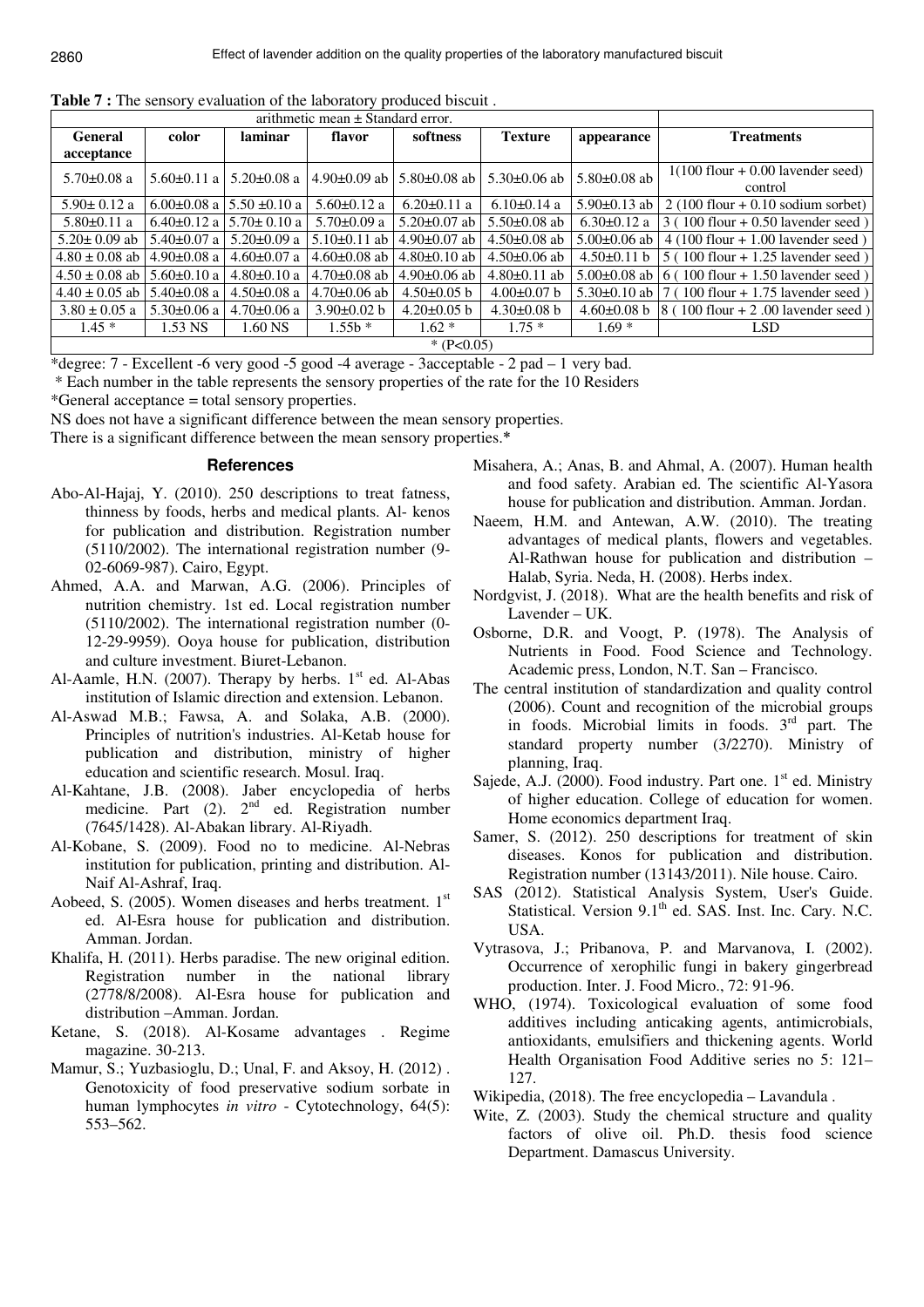**Table 7 :** The sensory evaluation of the laboratory produced biscuit .

| arithmetic mean ± Standard error. | | | | | | | |
|---|---|---|---|---|---|---|---|
| **General acceptance** | **color** | **laminar** | **flavor** | **softness** | **Texture** | **appearance** | **Treatments** |
| 5.70±0.08 a | 5.60±0.11 a | 5.20±0.08 a | 4.90±0.09 ab | 5.80±0.08 ab | 5.30±0.06 ab | 5.80±0.08 ab | 1(100 flour + 0.00 lavender seed) control |
| 5.90± 0.12 a | 6.00±0.08 a | 5.50 ±0.10 a | 5.60±0.12 a | 6.20±0.11 a | 6.10±0.14 a | 5.90±0.13 ab | 2 (100 flour + 0.10 sodium sorbet) |
| 5.80±0.11 a | 6.40±0.12 a | 5.70± 0.10 a | 5.70±0.09 a | 5.20±0.07 ab | 5.50±0.08 ab | 6.30±0.12 a | 3 ( 100 flour + 0.50 lavender seed ) |
| 5.20± 0.09 ab | 5.40±0.07 a | 5.20±0.09 a | 5.10±0.11 ab | 4.90±0.07 ab | 4.50±0.08 ab | 5.00±0.06 ab | 4 (100 flour + 1.00 lavender seed ) |
| 4.80 ± 0.08 ab | 4.90±0.08 a | 4.60±0.07 a | 4.60±0.08 ab | 4.80±0.10 ab | 4.50±0.06 ab | 4.50±0.11 b | 5 ( 100 flour + 1.25 lavender seed ) |
| 4.50 ± 0.08 ab | 5.60±0.10 a | 4.80±0.10 a | 4.70±0.08 ab | 4.90±0.06 ab | 4.80±0.11 ab | 5.00±0.08 ab | 6 ( 100 flour + 1.50 lavender seed ) |
| 4.40 ± 0.05 ab | 5.40±0.08 a | 4.50±0.08 a | 4.70±0.06 ab | 4.50±0.05 b | 4.00±0.07 b | 5.30±0.10 ab | 7 ( 100 flour + 1.75 lavender seed ) |
| 3.80 ± 0.05 a | 5.30±0.06 a | 4.70±0.06 a | 3.90±0.02 b | 4.20±0.05 b | 4.30±0.08 b | 4.60±0.08 b | 8 ( 100 flour + 2 .00 lavender seed ) |
| 1.45 * | 1.53 NS | 1.60 NS | 1.55b * | 1.62 * | 1.75 * | 1.69 * | LSD |
| * (P<0.05) | | | | | | | |

*degree: 7 - Excellent -6 very good -5 good -4 average - 3acceptable - 2 pad – 1 very bad.

\* Each number in the table represents the sensory properties of the rate for the 10 Residers

*General acceptance = total sensory properties.

NS does not have a significant difference between the mean sensory properties.

There is a significant difference between the mean sensory properties.*

## References

Abo-Al-Hajaj, Y. (2010). 250 descriptions to treat fatness, thinness by foods, herbs and medical plants. Al- kenos for publication and distribution. Registration number (5110/2002). The international registration number (9-02-6069-987). Cairo, Egypt.

Ahmed, A.A. and Marwan, A.G. (2006). Principles of nutrition chemistry. 1st ed. Local registration number (5110/2002). The international registration number (0-12-29-9959). Ooya house for publication, distribution and culture investment. Biuret-Lebanon.

Al-Aamle, H.N. (2007). Therapy by herbs. 1st ed. Al-Abas institution of Islamic direction and extension. Lebanon.

Al-Aswad M.B.; Fawsa, A. and Solaka, A.B. (2000). Principles of nutrition's industries. Al-Ketab house for publication and distribution, ministry of higher education and scientific research. Mosul. Iraq.

Al-Kahtane, J.B. (2008). Jaber encyclopedia of herbs medicine. Part (2). 2nd ed. Registration number (7645/1428). Al-Abakan library. Al-Riyadh.

Al-Kobane, S. (2009). Food no to medicine. Al-Nebras institution for publication, printing and distribution. Al-Naif Al-Ashraf, Iraq.

Aobeed, S. (2005). Women diseases and herbs treatment. 1st ed. Al-Esra house for publication and distribution. Amman. Jordan.

Khalifa, H. (2011). Herbs paradise. The new original edition. Registration number in the national library (2778/8/2008). Al-Esra house for publication and distribution –Amman. Jordan.

Ketane, S. (2018). Al-Kosame advantages . Regime magazine. 30-213.

Mamur, S.; Yuzbasioglu, D.; Unal, F. and Aksoy, H. (2012) . Genotoxicity of food preservative sodium sorbate in human lymphocytes *in vitro* - Cytotechnology, 64(5): 553–562.

Misahera, A.; Anas, B. and Ahmal, A. (2007). Human health and food safety. Arabian ed. The scientific Al-Yasora house for publication and distribution. Amman. Jordan.

Naeem, H.M. and Antewan, A.W. (2010). The treating advantages of medical plants, flowers and vegetables. Al-Rathwan house for publication and distribution – Halab, Syria. Neda, H. (2008). Herbs index.

Nordgvist, J. (2018). What are the health benefits and risk of Lavender – UK.

Osborne, D.R. and Voogt, P. (1978). The Analysis of Nutrients in Food. Food Science and Technology. Academic press, London, N.T. San – Francisco.

The central institution of standardization and quality control (2006). Count and recognition of the microbial groups in foods. Microbial limits in foods. 3rd part. The standard property number (3/2270). Ministry of planning, Iraq.

Sajede, A.J. (2000). Food industry. Part one. 1st ed. Ministry of higher education. College of education for women. Home economics department Iraq.

Samer, S. (2012). 250 descriptions for treatment of skin diseases. Konos for publication and distribution. Registration number (13143/2011). Nile house. Cairo.

SAS (2012). Statistical Analysis System, User's Guide. Statistical. Version 9.1th ed. SAS. Inst. Inc. Cary. N.C. USA.

Vytrasova, J.; Pribanova, P. and Marvanova, I. (2002). Occurrence of xerophilic fungi in bakery gingerbread production. Inter. J. Food Micro., 72: 91-96.

WHO, (1974). Toxicological evaluation of some food additives including anticaking agents, antimicrobials, antioxidants, emulsifiers and thickening agents. World Health Organisation Food Additive series no 5: 121–127.

Wikipedia, (2018). The free encyclopedia – Lavandula .

Wite, Z. (2003). Study the chemical structure and quality factors of olive oil. Ph.D. thesis food science Department. Damascus University.